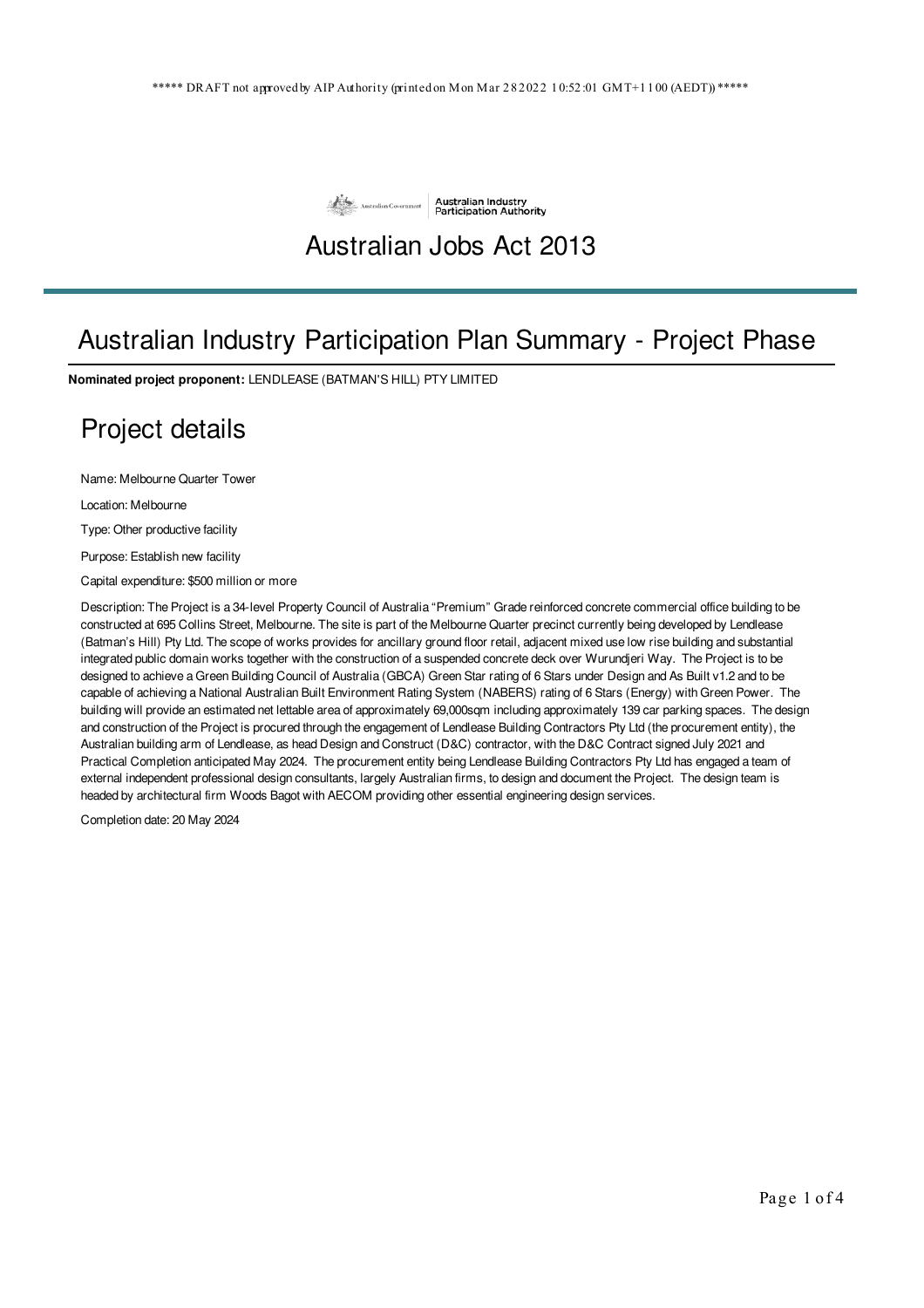***** DRAFT not approved by AIP Authority (printed on Mon Mar 28 2022 10:52:01 GMT+1100 (AEDT)) *****

Australian Government | Australian Industry Participation Authority

# Australian Jobs Act 2013

## Australian Industry Participation Plan Summary - Project Phase

**Nominated project proponent:** LENDLEASE (BATMAN'S HILL) PTY LIMITED

## Project details

Name: Melbourne Quarter Tower

Location: Melbourne

Type: Other productive facility

Purpose: Establish new facility

Capital expenditure: $500 million or more

Description: The Project is a 34-level Property Council of Australia "Premium" Grade reinforced concrete commercial office building to be constructed at 695 Collins Street, Melbourne. The site is part of the Melbourne Quarter precinct currently being developed by Lendlease (Batman's Hill) Pty Ltd. The scope of works provides for ancillary ground floor retail, adjacent mixed use low rise building and substantial integrated public domain works together with the construction of a suspended concrete deck over Wurundjeri Way. The Project is to be designed to achieve a Green Building Council of Australia (GBCA) Green Star rating of 6 Stars under Design and As Built v1.2 and to be capable of achieving a National Australian Built Environment Rating System (NABERS) rating of 6 Stars (Energy) with Green Power. The building will provide an estimated net lettable area of approximately 69,000sqm including approximately 139 car parking spaces. The design and construction of the Project is procured through the engagement of Lendlease Building Contractors Pty Ltd (the procurement entity), the Australian building arm of Lendlease, as head Design and Construct (D&C) contractor, with the D&C Contract signed July 2021 and Practical Completion anticipated May 2024. The procurement entity being Lendlease Building Contractors Pty Ltd has engaged a team of external independent professional design consultants, largely Australian firms, to design and document the Project. The design team is headed by architectural firm Woods Bagot with AECOM providing other essential engineering design services.

Completion date: 20 May 2024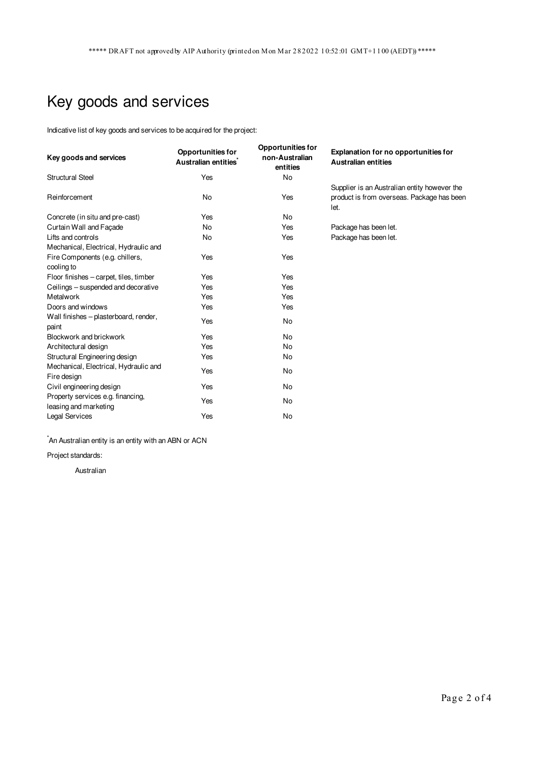# Key goods and services

Indicative list of key goods and services to be acquired for the project:

| Key goods and services | Opportunities for Australian entities* | Opportunities for non-Australian entities | Explanation for no opportunities for Australian entities |
|---|---|---|---|
| Structural Steel | Yes | No | |
| Reinforcement | No | Yes | Supplier is an Australian entity however the product is from overseas. Package has been let. |
| Concrete (in situ and pre-cast) | Yes | No | |
| Curtain Wall and Façade | No | Yes | Package has been let. |
| Lifts and controls | No | Yes | Package has been let. |
| Mechanical, Electrical, Hydraulic and Fire Components (e.g. chillers, cooling to | Yes | Yes | |
| Floor finishes – carpet, tiles, timber | Yes | Yes | |
| Ceilings – suspended and decorative | Yes | Yes | |
| Metalwork | Yes | Yes | |
| Doors and windows | Yes | Yes | |
| Wall finishes – plasterboard, render, paint | Yes | No | |
| Blockwork and brickwork | Yes | No | |
| Architectural design | Yes | No | |
| Structural Engineering design | Yes | No | |
| Mechanical, Electrical, Hydraulic and Fire design | Yes | No | |
| Civil engineering design | Yes | No | |
| Property services e.g. financing, leasing and marketing | Yes | No | |
| Legal Services | Yes | No | |

*An Australian entity is an entity with an ABN or ACN

Project standards:

Australian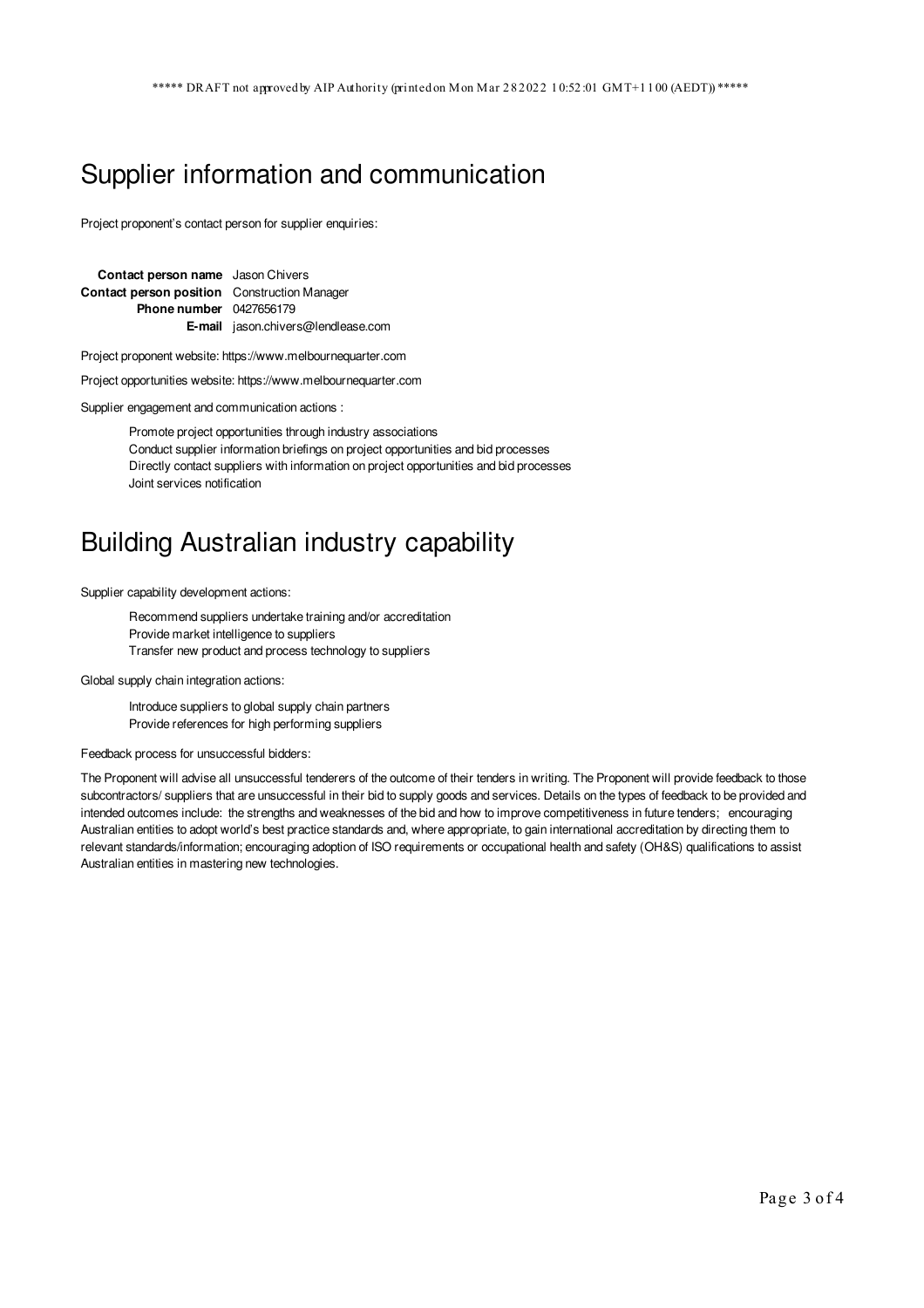# Supplier information and communication

Project proponent's contact person for supplier enquiries:

| | |
|---|---|
| **Contact person name** | Jason Chivers |
| **Contact person position** | Construction Manager |
| **Phone number** | 0427656179 |
| **E-mail** | jason.chivers@lendlease.com |

Project proponent website: https://www.melbournequarter.com

Project opportunities website: https://www.melbournequarter.com

Supplier engagement and communication actions :

- Promote project opportunities through industry associations
- Conduct supplier information briefings on project opportunities and bid processes
- Directly contact suppliers with information on project opportunities and bid processes
- Joint services notification

# Building Australian industry capability

Supplier capability development actions:

- Recommend suppliers undertake training and/or accreditation
- Provide market intelligence to suppliers
- Transfer new product and process technology to suppliers

Global supply chain integration actions:

- Introduce suppliers to global supply chain partners
- Provide references for high performing suppliers

Feedback process for unsuccessful bidders:

The Proponent will advise all unsuccessful tenderers of the outcome of their tenders in writing. The Proponent will provide feedback to those subcontractors/ suppliers that are unsuccessful in their bid to supply goods and services. Details on the types of feedback to be provided and intended outcomes include: the strengths and weaknesses of the bid and how to improve competitiveness in future tenders; encouraging Australian entities to adopt world's best practice standards and, where appropriate, to gain international accreditation by directing them to relevant standards/information; encouraging adoption of ISO requirements or occupational health and safety (OH&S) qualifications to assist Australian entities in mastering new technologies.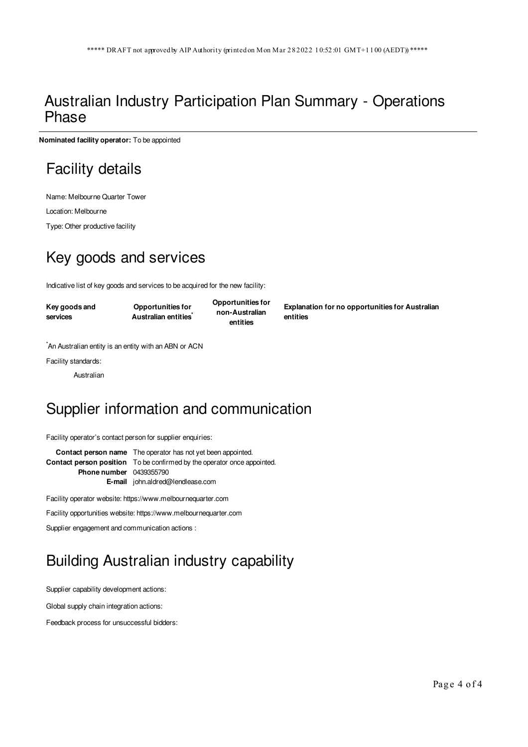\*\*\*\*\* DRAFT not approved by AIP Authority (printed on Mon Mar 28 2022 10:52:01 GMT+1100 (AEDT)) \*\*\*\*\*

# Australian Industry Participation Plan Summary - Operations Phase

**Nominated facility operator:** To be appointed

## Facility details

Name: Melbourne Quarter Tower

Location: Melbourne

Type: Other productive facility

## Key goods and services

Indicative list of key goods and services to be acquired for the new facility:

| Key goods and services | Opportunities for Australian entities* | Opportunities for non-Australian entities | Explanation for no opportunities for Australian entities |
| --- | --- | --- | --- |

*An Australian entity is an entity with an ABN or ACN

Facility standards:

Australian

## Supplier information and communication

Facility operator's contact person for supplier enquiries:

| | |
| --- | --- |
| **Contact person name** | The operator has not yet been appointed. |
| **Contact person position** | To be confirmed by the operator once appointed. |
| **Phone number** | 0439355790 |
| **E-mail** | john.aldred@lendlease.com |

Facility operator website: https://www.melbournequarter.com

Facility opportunities website: https://www.melbournequarter.com

Supplier engagement and communication actions :

## Building Australian industry capability

Supplier capability development actions:

Global supply chain integration actions:

Feedback process for unsuccessful bidders: